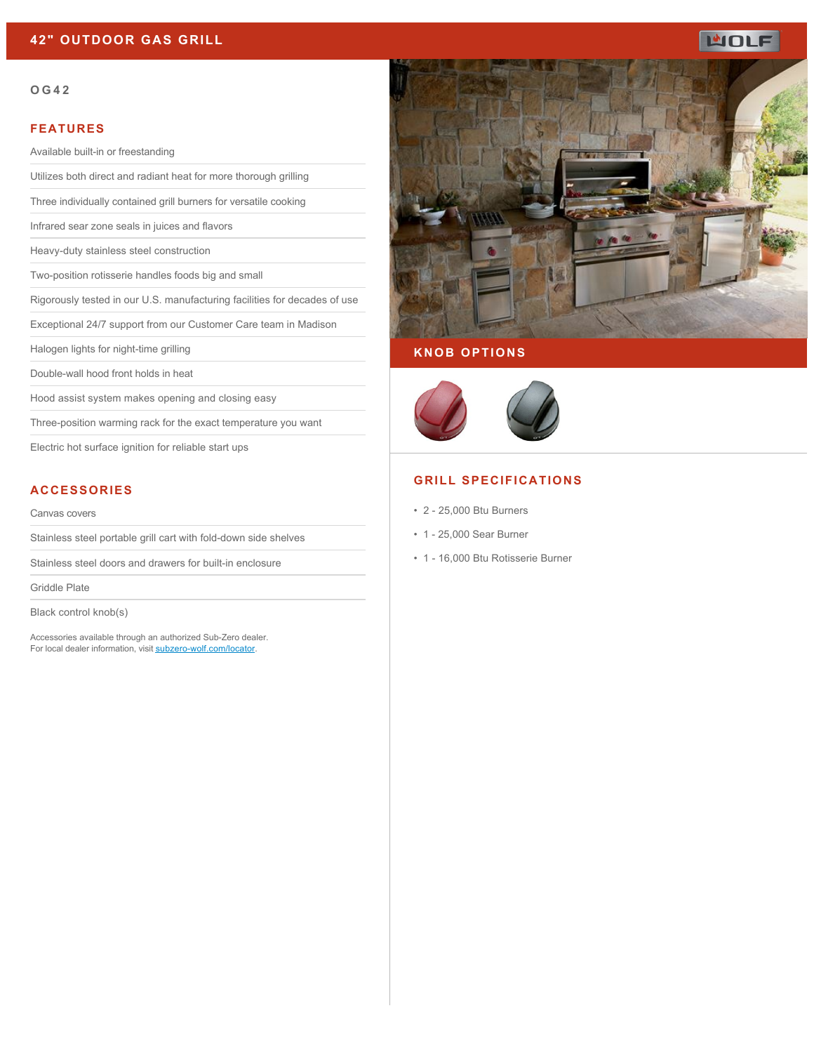# 42" OUTDOOR GAS GRILL

OG42

## FEATURES

- Available built-in or freestanding
- Utilizes both direct and radiant heat for more thorough grilling
- Three individually contained grill burners for versatile cooking
- Infrared sear zone seals in juices and flavors
- Heavy-duty stainless steel construction
- Two-position rotisserie handles foods big and small
- Rigorously tested in our U.S. manufacturing facilities for decades of use
- Exceptional 24/7 support from our Customer Care team in Madison
- Halogen lights for night-time grilling
- Double-wall hood front holds in heat
- Hood assist system makes opening and closing easy
- Three-position warming rack for the exact temperature you want
- Electric hot surface ignition for reliable start ups

## ACCESSORIES

- Canvas covers
- Stainless steel portable grill cart with fold-down side shelves
- Stainless steel doors and drawers for built-in enclosure
- Griddle Plate
- Black control knob(s)

Accessories available through an authorized Sub-Zero dealer.
For local dealer information, visit [subzero-wolf.com/locator](subzero-wolf.com/locator).

## KNOB OPTIONS

## GRILL SPECIFICATIONS

- 2 - 25,000 Btu Burners
- 1 - 25,000 Sear Burner
- 1 - 16,000 Btu Rotisserie Burner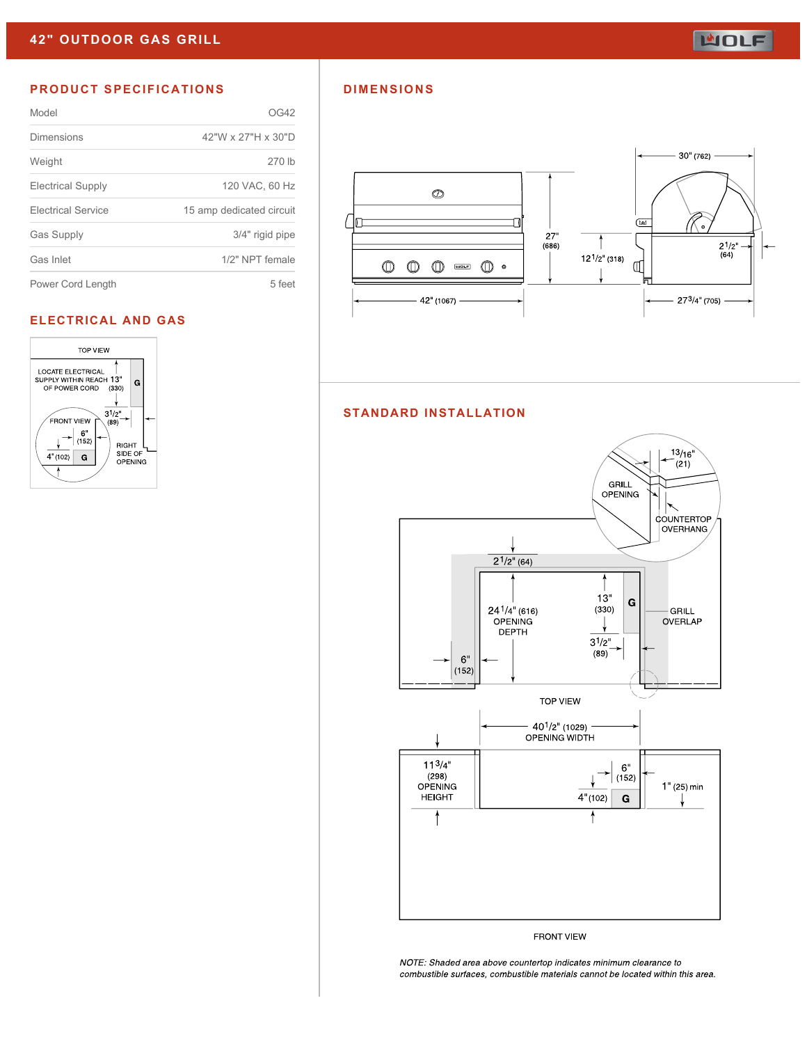# 42" OUTDOOR GAS GRILL

## PRODUCT SPECIFICATIONS

| | |
|---|---|
| Model | OG42 |
| Dimensions | 42"W x 27"H x 30"D |
| Weight | 270 lb |
| Electrical Supply | 120 VAC, 60 Hz |
| Electrical Service | 15 amp dedicated circuit |
| Gas Supply | 3/4" rigid pipe |
| Gas Inlet | 1/2" NPT female |
| Power Cord Length | 5 feet |

## ELECTRICAL AND GAS

TOP VIEW

LOCATE ELECTRICAL SUPPLY WITHIN REACH OF POWER CORD

13" (330)

G

3 1/2" (89)

FRONT VIEW

6" (152)

4" (102)

G

RIGHT SIDE OF OPENING

## DIMENSIONS

30" (762)

27" (686)

12 1/2" (318)

2 1/2" (64)

42" (1067)

27 3/4" (705)

## STANDARD INSTALLATION

13/16" (21)

GRILL OPENING

COUNTERTOP OVERHANG

2 1/2" (64)

24 1/4" (616) OPENING DEPTH

13" (330)

G

GRILL OVERLAP

3 1/2" (89)

6" (152)

TOP VIEW

40 1/2" (1029) OPENING WIDTH

11 3/4" (298) OPENING HEIGHT

6" (152)

4" (102)

G

1" (25) min

FRONT VIEW

*NOTE: Shaded area above countertop indicates minimum clearance to combustible surfaces, combustible materials cannot be located within this area.*